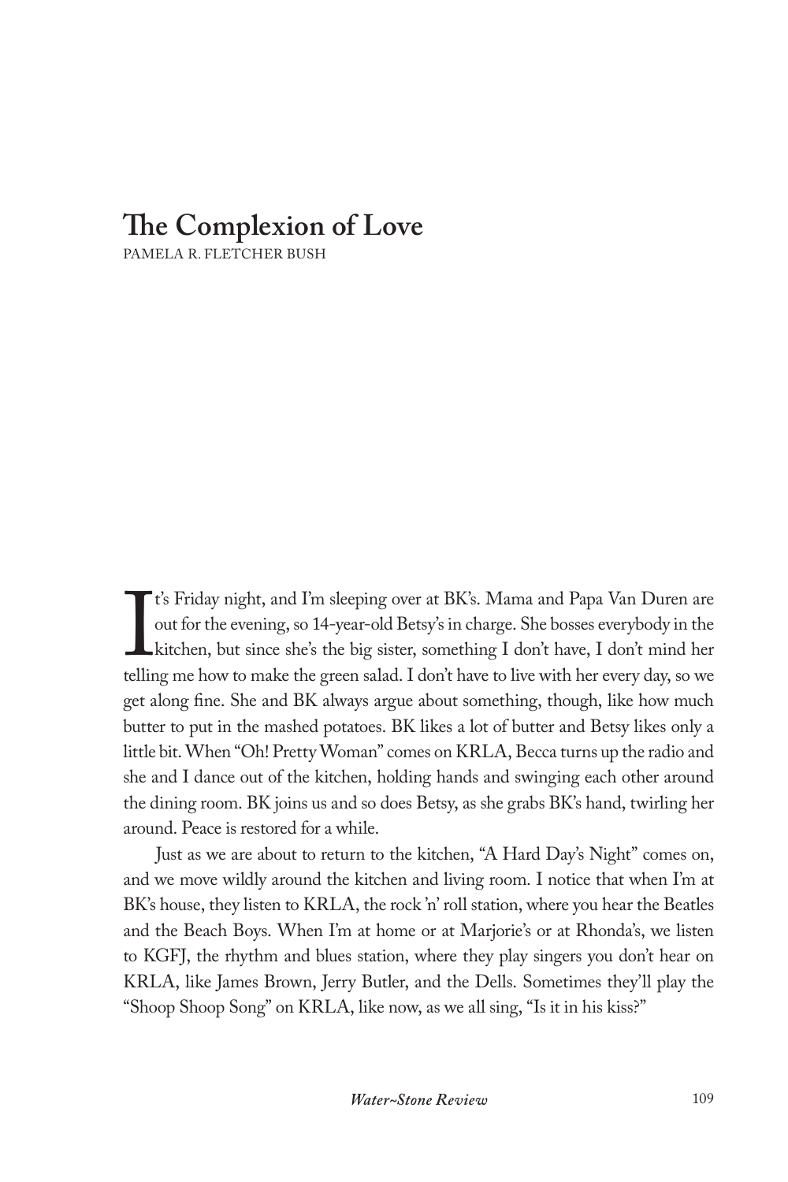# The Complexion of Love

PAMELA R. FLETCHER BUSH

It's Friday night, and I'm sleeping over at BK's. Mama and Papa Van Duren are out for the evening, so 14-year-old Betsy's in charge. She bosses everybody in the kitchen, but since she's the big sister, something I don't have, I don't mind her telling me how to make the green salad. I don't have to live with her every day, so we get along fine. She and BK always argue about something, though, like how much butter to put in the mashed potatoes. BK likes a lot of butter and Betsy likes only a little bit. When "Oh! Pretty Woman" comes on KRLA, Becca turns up the radio and she and I dance out of the kitchen, holding hands and swinging each other around the dining room. BK joins us and so does Betsy, as she grabs BK's hand, twirling her around. Peace is restored for a while.

Just as we are about to return to the kitchen, "A Hard Day's Night" comes on, and we move wildly around the kitchen and living room. I notice that when I'm at BK's house, they listen to KRLA, the rock 'n' roll station, where you hear the Beatles and the Beach Boys. When I'm at home or at Marjorie's or at Rhonda's, we listen to KGFJ, the rhythm and blues station, where they play singers you don't hear on KRLA, like James Brown, Jerry Butler, and the Dells. Sometimes they'll play the "Shoop Shoop Song" on KRLA, like now, as we all sing, "Is it in his kiss?"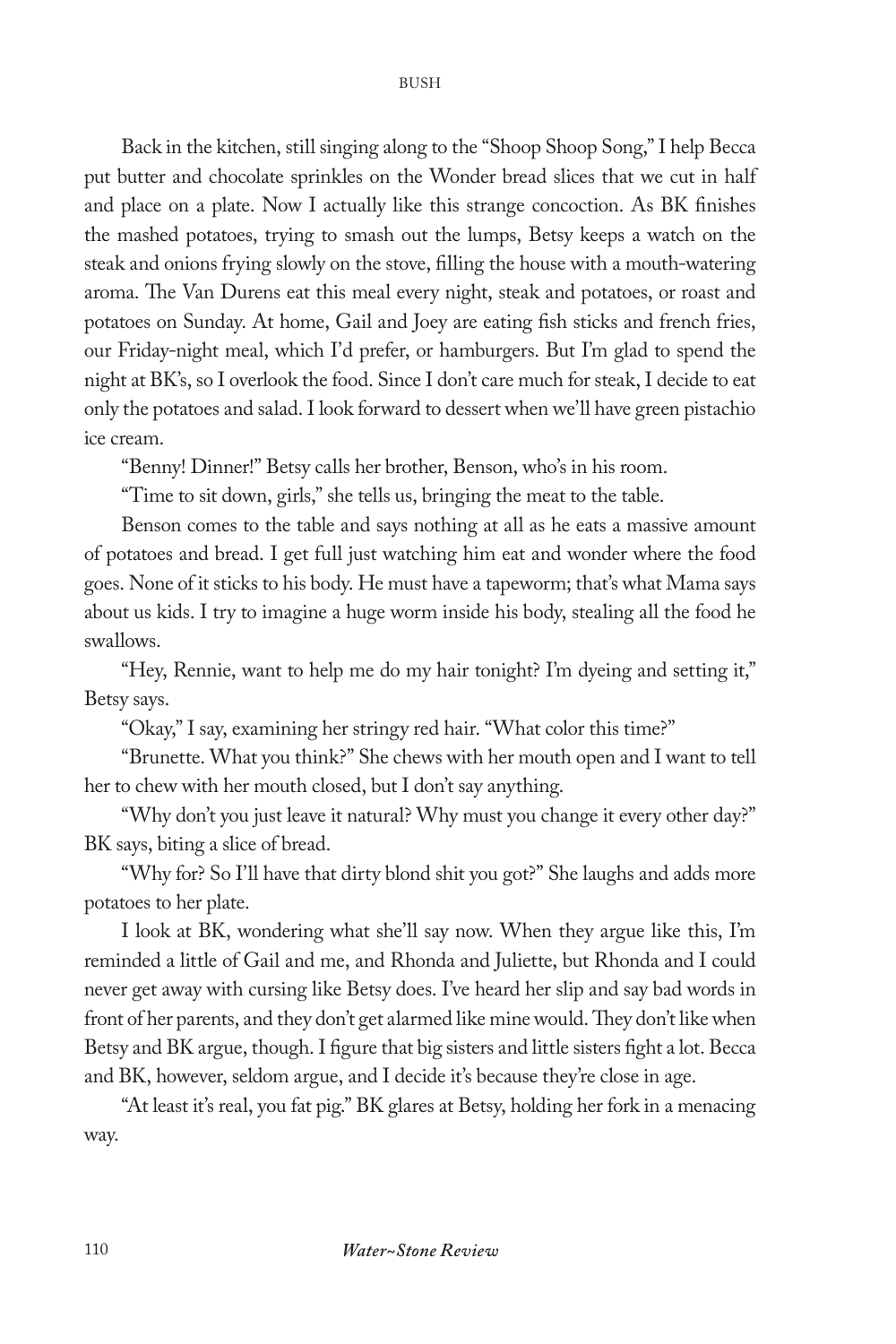Back in the kitchen, still singing along to the "Shoop Shoop Song," I help Becca put butter and chocolate sprinkles on the Wonder bread slices that we cut in half and place on a plate. Now I actually like this strange concoction. As BK finishes the mashed potatoes, trying to smash out the lumps, Betsy keeps a watch on the steak and onions frying slowly on the stove, filling the house with a mouth-watering aroma. The Van Durens eat this meal every night, steak and potatoes, or roast and potatoes on Sunday. At home, Gail and Joey are eating fish sticks and french fries, our Friday-night meal, which I'd prefer, or hamburgers. But I'm glad to spend the night at BK's, so I overlook the food. Since I don't care much for steak, I decide to eat only the potatoes and salad. I look forward to dessert when we'll have green pistachio ice cream.

"Benny! Dinner!" Betsy calls her brother, Benson, who's in his room.

"Time to sit down, girls," she tells us, bringing the meat to the table.

Benson comes to the table and says nothing at all as he eats a massive amount of potatoes and bread. I get full just watching him eat and wonder where the food goes. None of it sticks to his body. He must have a tapeworm; that's what Mama says about us kids. I try to imagine a huge worm inside his body, stealing all the food he swallows.

"Hey, Rennie, want to help me do my hair tonight? I'm dyeing and setting it," Betsy says.

"Okay," I say, examining her stringy red hair. "What color this time?"

"Brunette. What you think?" She chews with her mouth open and I want to tell her to chew with her mouth closed, but I don't say anything.

"Why don't you just leave it natural? Why must you change it every other day?" BK says, biting a slice of bread.

"Why for? So I'll have that dirty blond shit you got?" She laughs and adds more potatoes to her plate.

I look at BK, wondering what she'll say now. When they argue like this, I'm reminded a little of Gail and me, and Rhonda and Juliette, but Rhonda and I could never get away with cursing like Betsy does. I've heard her slip and say bad words in front of her parents, and they don't get alarmed like mine would. They don't like when Betsy and BK argue, though. I figure that big sisters and little sisters fight a lot. Becca and BK, however, seldom argue, and I decide it's because they're close in age.

"At least it's real, you fat pig." BK glares at Betsy, holding her fork in a menacing way.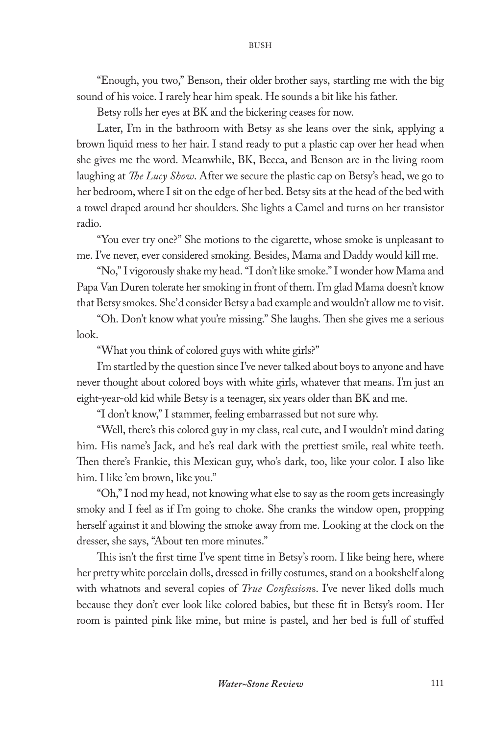"Enough, you two," Benson, their older brother says, startling me with the big sound of his voice. I rarely hear him speak. He sounds a bit like his father.

Betsy rolls her eyes at BK and the bickering ceases for now.

Later, I'm in the bathroom with Betsy as she leans over the sink, applying a brown liquid mess to her hair. I stand ready to put a plastic cap over her head when she gives me the word. Meanwhile, BK, Becca, and Benson are in the living room laughing at *The Lucy Show*. After we secure the plastic cap on Betsy's head, we go to her bedroom, where I sit on the edge of her bed. Betsy sits at the head of the bed with a towel draped around her shoulders. She lights a Camel and turns on her transistor radio.

"You ever try one?" She motions to the cigarette, whose smoke is unpleasant to me. I've never, ever considered smoking. Besides, Mama and Daddy would kill me.

"No," I vigorously shake my head. "I don't like smoke." I wonder how Mama and Papa Van Duren tolerate her smoking in front of them. I'm glad Mama doesn't know that Betsy smokes. She'd consider Betsy a bad example and wouldn't allow me to visit.

"Oh. Don't know what you're missing." She laughs. Then she gives me a serious look.

"What you think of colored guys with white girls?"

I'm startled by the question since I've never talked about boys to anyone and have never thought about colored boys with white girls, whatever that means. I'm just an eight-year-old kid while Betsy is a teenager, six years older than BK and me.

"I don't know," I stammer, feeling embarrassed but not sure why.

"Well, there's this colored guy in my class, real cute, and I wouldn't mind dating him. His name's Jack, and he's real dark with the prettiest smile, real white teeth. Then there's Frankie, this Mexican guy, who's dark, too, like your color. I also like him. I like 'em brown, like you."

"Oh," I nod my head, not knowing what else to say as the room gets increasingly smoky and I feel as if I'm going to choke. She cranks the window open, propping herself against it and blowing the smoke away from me. Looking at the clock on the dresser, she says, "About ten more minutes."

This isn't the first time I've spent time in Betsy's room. I like being here, where her pretty white porcelain dolls, dressed in frilly costumes, stand on a bookshelf along with whatnots and several copies of *True Confession*s. I've never liked dolls much because they don't ever look like colored babies, but these fit in Betsy's room. Her room is painted pink like mine, but mine is pastel, and her bed is full of stuffed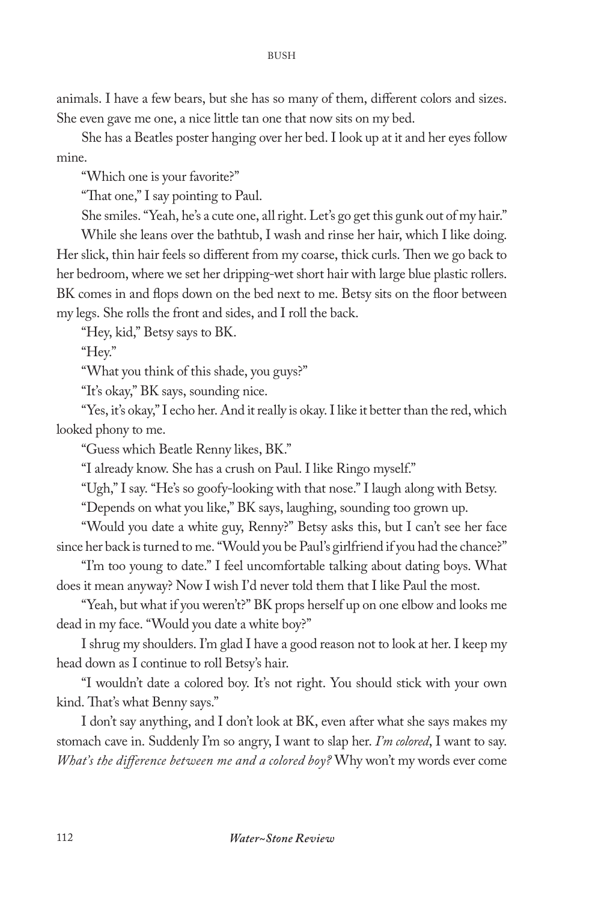animals. I have a few bears, but she has so many of them, different colors and sizes. She even gave me one, a nice little tan one that now sits on my bed.

She has a Beatles poster hanging over her bed. I look up at it and her eyes follow mine.

"Which one is your favorite?"

"That one," I say pointing to Paul.

She smiles. "Yeah, he's a cute one, all right. Let's go get this gunk out of my hair."

While she leans over the bathtub, I wash and rinse her hair, which I like doing. Her slick, thin hair feels so different from my coarse, thick curls. Then we go back to her bedroom, where we set her dripping-wet short hair with large blue plastic rollers. BK comes in and flops down on the bed next to me. Betsy sits on the floor between my legs. She rolls the front and sides, and I roll the back.

"Hey, kid," Betsy says to BK.

"Hey."

"What you think of this shade, you guys?"

"It's okay," BK says, sounding nice.

"Yes, it's okay," I echo her. And it really is okay. I like it better than the red, which looked phony to me.

"Guess which Beatle Renny likes, BK."

"I already know. She has a crush on Paul. I like Ringo myself."

"Ugh," I say. "He's so goofy-looking with that nose." I laugh along with Betsy.

"Depends on what you like," BK says, laughing, sounding too grown up.

"Would you date a white guy, Renny?" Betsy asks this, but I can't see her face since her back is turned to me. "Would you be Paul's girlfriend if you had the chance?"

"I'm too young to date." I feel uncomfortable talking about dating boys. What does it mean anyway? Now I wish I'd never told them that I like Paul the most.

"Yeah, but what if you weren't?" BK props herself up on one elbow and looks me dead in my face. "Would you date a white boy?"

I shrug my shoulders. I'm glad I have a good reason not to look at her. I keep my head down as I continue to roll Betsy's hair.

"I wouldn't date a colored boy. It's not right. You should stick with your own kind. That's what Benny says."

I don't say anything, and I don't look at BK, even after what she says makes my stomach cave in. Suddenly I'm so angry, I want to slap her. *I'm colored*, I want to say. *What's the difference between me and a colored boy?* Why won't my words ever come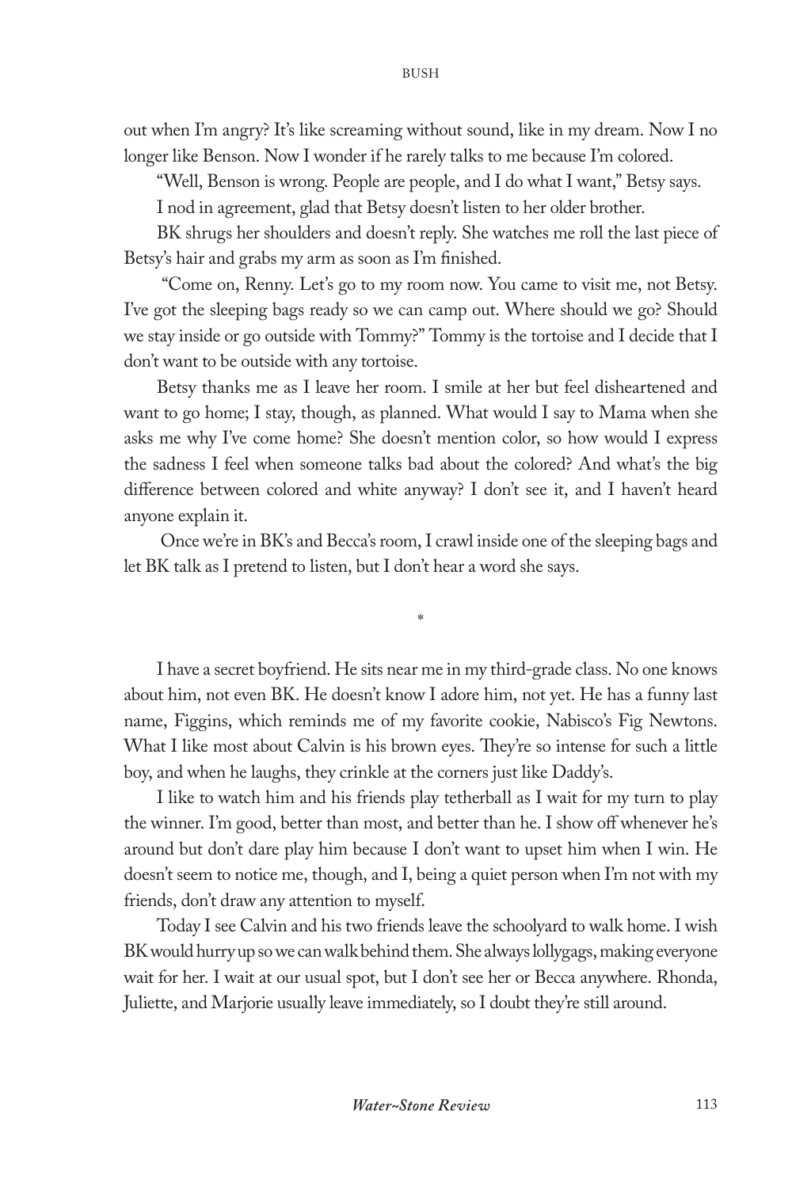out when I'm angry? It's like screaming without sound, like in my dream. Now I no longer like Benson. Now I wonder if he rarely talks to me because I'm colored.

"Well, Benson is wrong. People are people, and I do what I want," Betsy says.

I nod in agreement, glad that Betsy doesn't listen to her older brother.

BK shrugs her shoulders and doesn't reply. She watches me roll the last piece of Betsy's hair and grabs my arm as soon as I'm finished.

"Come on, Renny. Let's go to my room now. You came to visit me, not Betsy. I've got the sleeping bags ready so we can camp out. Where should we go? Should we stay inside or go outside with Tommy?" Tommy is the tortoise and I decide that I don't want to be outside with any tortoise.

Betsy thanks me as I leave her room. I smile at her but feel disheartened and want to go home; I stay, though, as planned. What would I say to Mama when she asks me why I've come home? She doesn't mention color, so how would I express the sadness I feel when someone talks bad about the colored? And what's the big difference between colored and white anyway? I don't see it, and I haven't heard anyone explain it.

Once we're in BK's and Becca's room, I crawl inside one of the sleeping bags and let BK talk as I pretend to listen, but I don't hear a word she says.

*

I have a secret boyfriend. He sits near me in my third-grade class. No one knows about him, not even BK. He doesn't know I adore him, not yet. He has a funny last name, Figgins, which reminds me of my favorite cookie, Nabisco's Fig Newtons. What I like most about Calvin is his brown eyes. They're so intense for such a little boy, and when he laughs, they crinkle at the corners just like Daddy's.

I like to watch him and his friends play tetherball as I wait for my turn to play the winner. I'm good, better than most, and better than he. I show off whenever he's around but don't dare play him because I don't want to upset him when I win. He doesn't seem to notice me, though, and I, being a quiet person when I'm not with my friends, don't draw any attention to myself.

Today I see Calvin and his two friends leave the schoolyard to walk home. I wish BK would hurry up so we can walk behind them. She always lollygags, making everyone wait for her. I wait at our usual spot, but I don't see her or Becca anywhere. Rhonda, Juliette, and Marjorie usually leave immediately, so I doubt they're still around.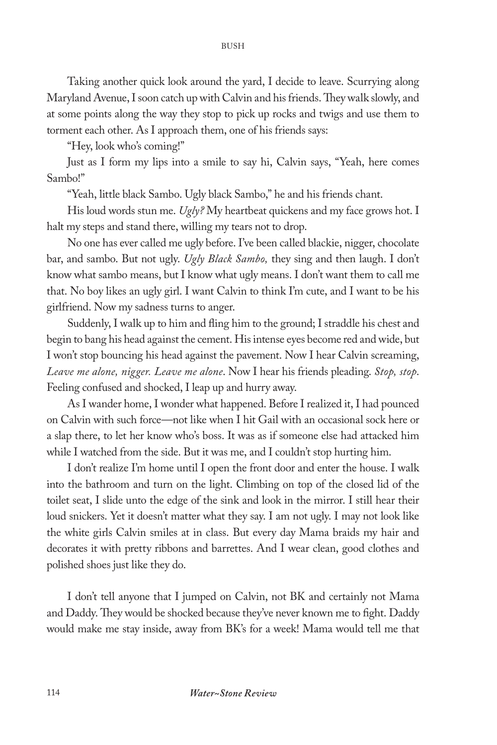Taking another quick look around the yard, I decide to leave. Scurrying along Maryland Avenue, I soon catch up with Calvin and his friends. They walk slowly, and at some points along the way they stop to pick up rocks and twigs and use them to torment each other. As I approach them, one of his friends says:

"Hey, look who's coming!"

Just as I form my lips into a smile to say hi, Calvin says, "Yeah, here comes Sambo!"

"Yeah, little black Sambo. Ugly black Sambo," he and his friends chant.

His loud words stun me. *Ugly?* My heartbeat quickens and my face grows hot. I halt my steps and stand there, willing my tears not to drop.

No one has ever called me ugly before. I've been called blackie, nigger, chocolate bar, and sambo. But not ugly. *Ugly Black Sambo,* they sing and then laugh. I don't know what sambo means, but I know what ugly means. I don't want them to call me that. No boy likes an ugly girl. I want Calvin to think I'm cute, and I want to be his girlfriend. Now my sadness turns to anger.

Suddenly, I walk up to him and fling him to the ground; I straddle his chest and begin to bang his head against the cement. His intense eyes become red and wide, but I won't stop bouncing his head against the pavement. Now I hear Calvin screaming, *Leave me alone, nigger. Leave me alone*. Now I hear his friends pleading. *Stop, stop*. Feeling confused and shocked, I leap up and hurry away.

As I wander home, I wonder what happened. Before I realized it, I had pounced on Calvin with such force—not like when I hit Gail with an occasional sock here or a slap there, to let her know who's boss. It was as if someone else had attacked him while I watched from the side. But it was me, and I couldn't stop hurting him.

I don't realize I'm home until I open the front door and enter the house. I walk into the bathroom and turn on the light. Climbing on top of the closed lid of the toilet seat, I slide unto the edge of the sink and look in the mirror. I still hear their loud snickers. Yet it doesn't matter what they say. I am not ugly. I may not look like the white girls Calvin smiles at in class. But every day Mama braids my hair and decorates it with pretty ribbons and barrettes. And I wear clean, good clothes and polished shoes just like they do.

I don't tell anyone that I jumped on Calvin, not BK and certainly not Mama and Daddy. They would be shocked because they've never known me to fight. Daddy would make me stay inside, away from BK's for a week! Mama would tell me that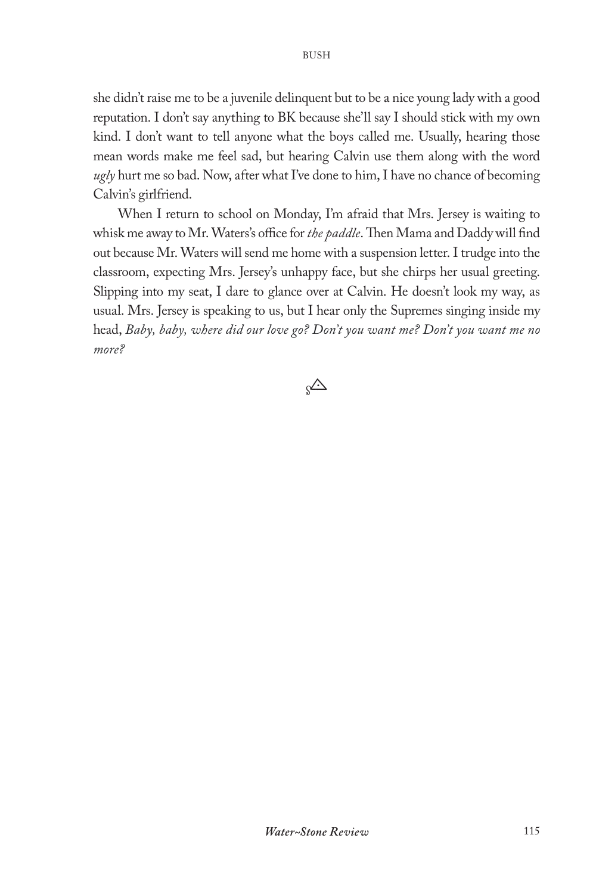she didn't raise me to be a juvenile delinquent but to be a nice young lady with a good reputation. I don't say anything to BK because she'll say I should stick with my own kind. I don't want to tell anyone what the boys called me. Usually, hearing those mean words make me feel sad, but hearing Calvin use them along with the word *ugly* hurt me so bad. Now, after what I've done to him, I have no chance of becoming Calvin's girlfriend.

When I return to school on Monday, I'm afraid that Mrs. Jersey is waiting to whisk me away to Mr. Waters's office for *the paddle*. Then Mama and Daddy will find out because Mr. Waters will send me home with a suspension letter. I trudge into the classroom, expecting Mrs. Jersey's unhappy face, but she chirps her usual greeting. Slipping into my seat, I dare to glance over at Calvin. He doesn't look my way, as usual. Mrs. Jersey is speaking to us, but I hear only the Supremes singing inside my head, *Baby, baby, where did our love go? Don't you want me? Don't you want me no more?*